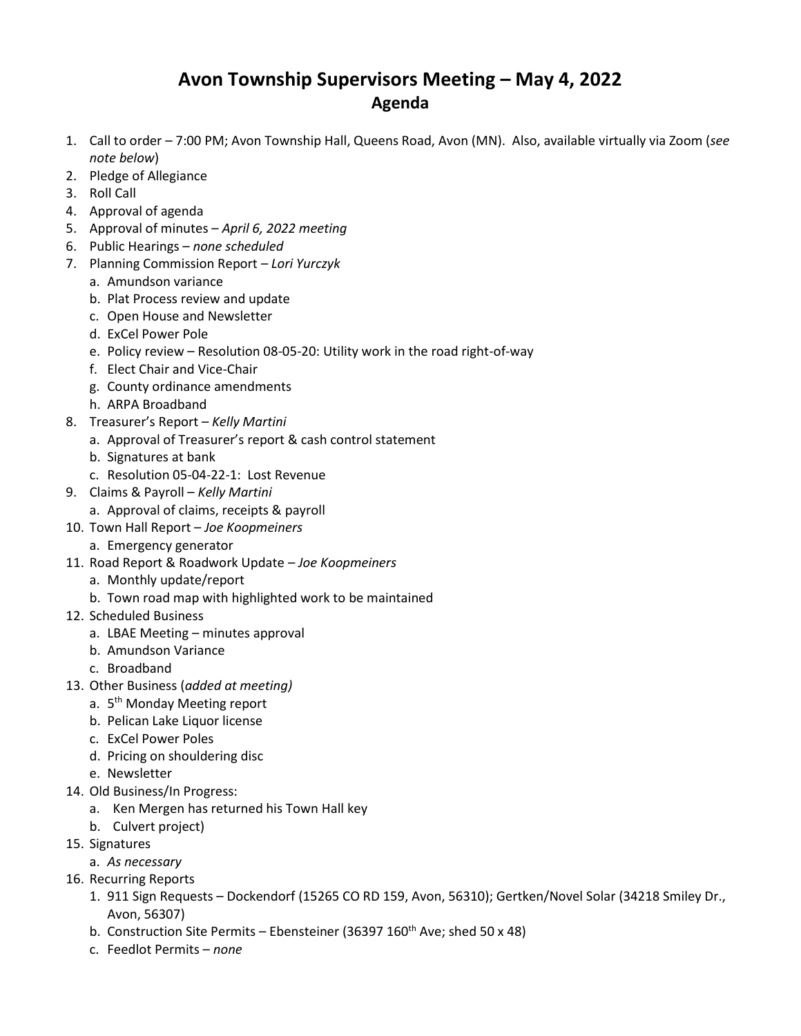# Avon Township Supervisors Meeting – May 4, 2022
## Agenda

1. Call to order – 7:00 PM; Avon Township Hall, Queens Road, Avon (MN). Also, available virtually via Zoom (*see note below*)
2. Pledge of Allegiance
3. Roll Call
4. Approval of agenda
5. Approval of minutes – *April 6, 2022 meeting*
6. Public Hearings – *none scheduled*
7. Planning Commission Report – *Lori Yurczyk*
   a. Amundson variance
   b. Plat Process review and update
   c. Open House and Newsletter
   d. ExCel Power Pole
   e. Policy review – Resolution 08-05-20: Utility work in the road right-of-way
   f. Elect Chair and Vice-Chair
   g. County ordinance amendments
   h. ARPA Broadband
8. Treasurer's Report – *Kelly Martini*
   a. Approval of Treasurer's report & cash control statement
   b. Signatures at bank
   c. Resolution 05-04-22-1: Lost Revenue
9. Claims & Payroll – *Kelly Martini*
   a. Approval of claims, receipts & payroll
10. Town Hall Report – *Joe Koopmeiners*
    a. Emergency generator
11. Road Report & Roadwork Update – *Joe Koopmeiners*
    a. Monthly update/report
    b. Town road map with highlighted work to be maintained
12. Scheduled Business
    a. LBAE Meeting – minutes approval
    b. Amundson Variance
    c. Broadband
13. Other Business (*added at meeting)*
    a. 5th Monday Meeting report
    b. Pelican Lake Liquor license
    c. ExCel Power Poles
    d. Pricing on shouldering disc
    e. Newsletter
14. Old Business/In Progress:
    a. Ken Mergen has returned his Town Hall key
    b. Culvert project)
15. Signatures
    a. *As necessary*
16. Recurring Reports
    1. 911 Sign Requests – Dockendorf (15265 CO RD 159, Avon, 56310); Gertken/Novel Solar (34218 Smiley Dr., Avon, 56307)
    b. Construction Site Permits – Ebensteiner (36397 160th Ave; shed 50 x 48)
    c. Feedlot Permits – *none*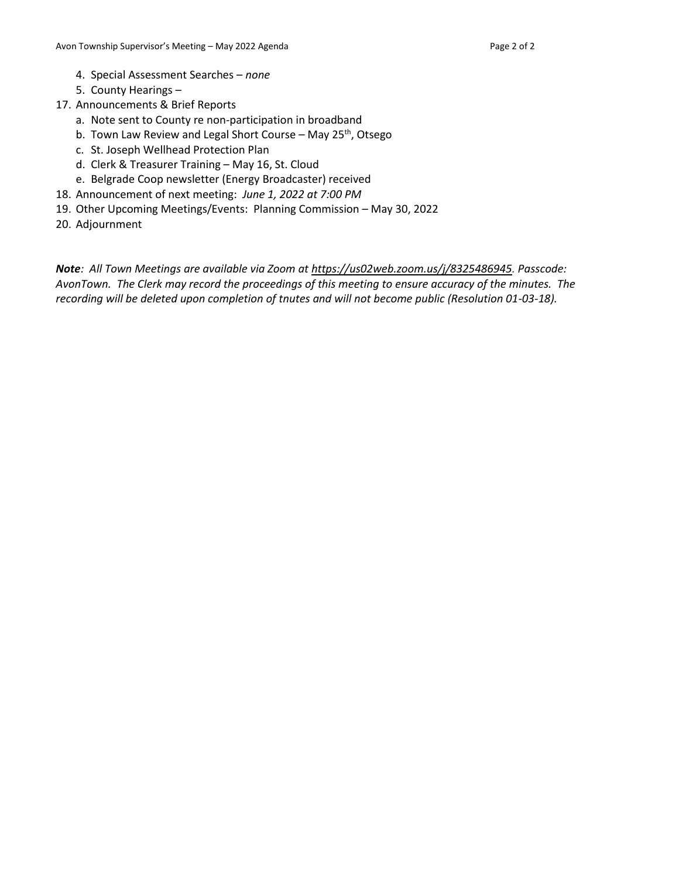4. Special Assessment Searches – *none*
5. County Hearings –

17. Announcements & Brief Reports
    a. Note sent to County re non-participation in broadband
    b. Town Law Review and Legal Short Course – May 25th, Otsego
    c. St. Joseph Wellhead Protection Plan
    d. Clerk & Treasurer Training – May 16, St. Cloud
    e. Belgrade Coop newsletter (Energy Broadcaster) received
18. Announcement of next meeting: *June 1, 2022 at 7:00 PM*
19. Other Upcoming Meetings/Events: Planning Commission – May 30, 2022
20. Adjournment

***Note**: All Town Meetings are available via Zoom at https://us02web.zoom.us/j/8325486945. Passcode: AvonTown. The Clerk may record the proceedings of this meeting to ensure accuracy of the minutes. The recording will be deleted upon completion of tnutes and will not become public (Resolution 01-03-18).*